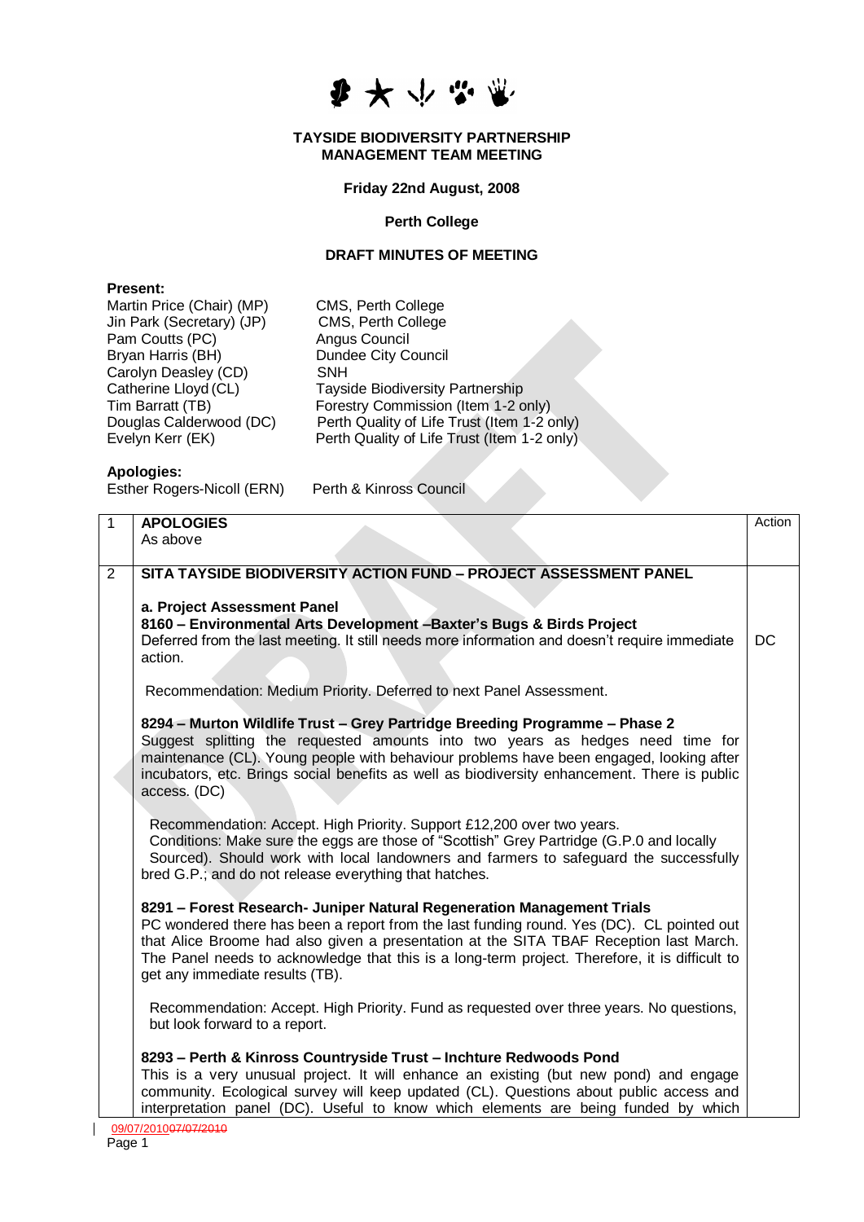**TAYSIDE BIODIVERSITY PARTNERSHIP**
**MANAGEMENT TEAM MEETING**

**Friday 22nd August, 2008**

**Perth College**

**DRAFT MINUTES OF MEETING**

**Present:**

| | |
|---|---|
| Martin Price (Chair) (MP) | CMS, Perth College |
| Jin Park (Secretary) (JP) | CMS, Perth College |
| Pam Coutts (PC) | Angus Council |
| Bryan Harris (BH) | Dundee City Council |
| Carolyn Deasley (CD) | SNH |
| Catherine Lloyd (CL) | Tayside Biodiversity Partnership |
| Tim Barratt (TB) | Forestry Commission (Item 1-2 only) |
| Douglas Calderwood (DC) | Perth Quality of Life Trust (Item 1-2 only) |
| Evelyn Kerr (EK) | Perth Quality of Life Trust (Item 1-2 only) |

**Apologies:**

Esther Rogers-Nicoll (ERN) Perth & Kinross Council

| | | Action |
|---|---|---|
| 1 | **APOLOGIES**<br>As above | |
| 2 | **SITA TAYSIDE BIODIVERSITY ACTION FUND – PROJECT ASSESSMENT PANEL** | |
| | **a. Project Assessment Panel**<br>**8160 – Environmental Arts Development –Baxter's Bugs & Birds Project**<br>Deferred from the last meeting. It still needs more information and doesn't require immediate action. | DC |
| | Recommendation: Medium Priority. Deferred to next Panel Assessment. | |
| | **8294 – Murton Wildlife Trust – Grey Partridge Breeding Programme – Phase 2**<br>Suggest splitting the requested amounts into two years as hedges need time for maintenance (CL). Young people with behaviour problems have been engaged, looking after incubators, etc. Brings social benefits as well as biodiversity enhancement. There is public access. (DC) | |
| | Recommendation: Accept. High Priority. Support £12,200 over two years.<br>Conditions: Make sure the eggs are those of "Scottish" Grey Partridge (G.P.0 and locally Sourced). Should work with local landowners and farmers to safeguard the successfully bred G.P.; and do not release everything that hatches. | |
| | **8291 – Forest Research- Juniper Natural Regeneration Management Trials**<br>PC wondered there has been a report from the last funding round. Yes (DC). CL pointed out that Alice Broome had also given a presentation at the SITA TBAF Reception last March. The Panel needs to acknowledge that this is a long-term project. Therefore, it is difficult to get any immediate results (TB). | |
| | Recommendation: Accept. High Priority. Fund as requested over three years. No questions, but look forward to a report. | |
| | **8293 – Perth & Kinross Countryside Trust – Inchture Redwoods Pond**<br>This is a very unusual project. It will enhance an existing (but new pond) and engage community. Ecological survey will keep updated (CL). Questions about public access and interpretation panel (DC). Useful to know which elements are being funded by which | |

09/07/2010~~07/07/2010~~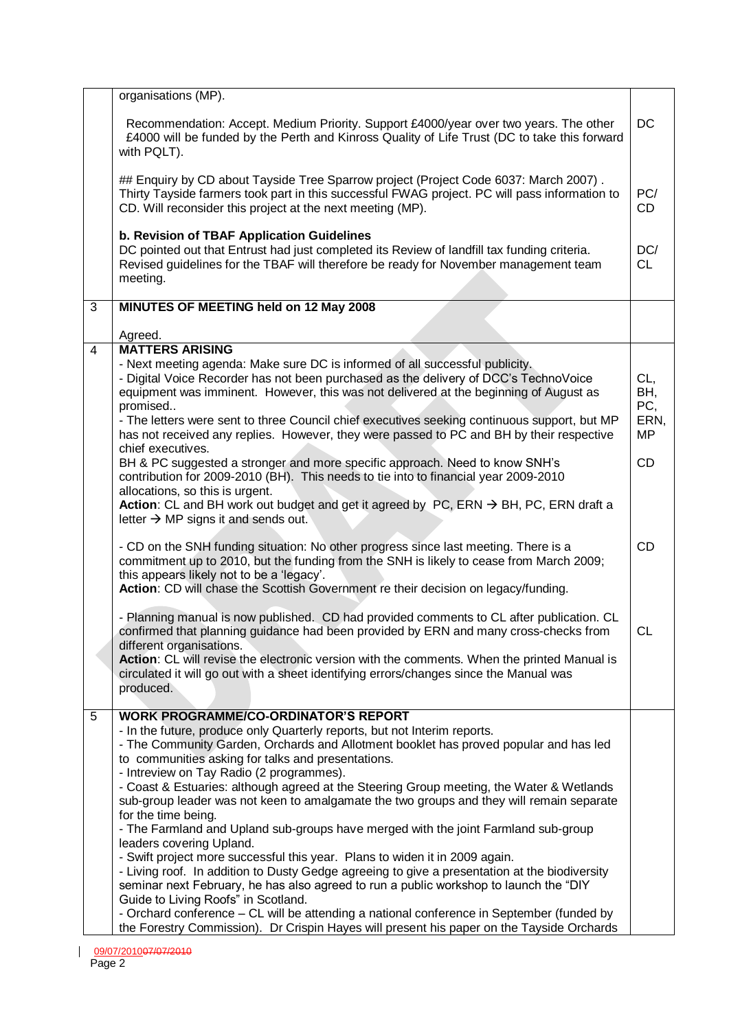| | | |
|---|---|---|
| | organisations (MP).<br><br>Recommendation: Accept. Medium Priority. Support £4000/year over two years. The other £4000 will be funded by the Perth and Kinross Quality of Life Trust (DC to take this forward with PQLT).<br><br>## Enquiry by CD about Tayside Tree Sparrow project (Project Code 6037: March 2007) . Thirty Tayside farmers took part in this successful FWAG project. PC will pass information to CD. Will reconsider this project at the next meeting (MP).<br><br>**b. Revision of TBAF Application Guidelines**<br>DC pointed out that Entrust had just completed its Review of landfill tax funding criteria. Revised guidelines for the TBAF will therefore be ready for November management team meeting. | DC<br><br>PC/ CD<br><br>DC/ CL |
| 3 | **MINUTES OF MEETING held on 12 May 2008**<br><br>Agreed. | |
| 4 | **MATTERS ARISING**<br>- Next meeting agenda: Make sure DC is informed of all successful publicity.<br>- Digital Voice Recorder has not been purchased as the delivery of DCC's TechnoVoice equipment was imminent. However, this was not delivered at the beginning of August as promised..<br>- The letters were sent to three Council chief executives seeking continuous support, but MP has not received any replies. However, they were passed to PC and BH by their respective chief executives.<br>BH & PC suggested a stronger and more specific approach. Need to know SNH's contribution for 2009-2010 (BH). This needs to tie into to financial year 2009-2010 allocations, so this is urgent.<br>**Action**: CL and BH work out budget and get it agreed by PC, ERN → BH, PC, ERN draft a letter → MP signs it and sends out.<br><br>- CD on the SNH funding situation: No other progress since last meeting. There is a commitment up to 2010, but the funding from the SNH is likely to cease from March 2009; this appears likely not to be a 'legacy'.<br>**Action**: CD will chase the Scottish Government re their decision on legacy/funding.<br><br>- Planning manual is now published. CD had provided comments to CL after publication. CL confirmed that planning guidance had been provided by ERN and many cross-checks from different organisations.<br>**Action**: CL will revise the electronic version with the comments. When the printed Manual is circulated it will go out with a sheet identifying errors/changes since the Manual was produced. | CL, BH, PC, ERN, MP<br><br>CD<br><br>CD<br><br>CL |
| 5 | **WORK PROGRAMME/CO-ORDINATOR'S REPORT**<br>- In the future, produce only Quarterly reports, but not Interim reports.<br>- The Community Garden, Orchards and Allotment booklet has proved popular and has led to communities asking for talks and presentations.<br>- Intreview on Tay Radio (2 programmes).<br>- Coast & Estuaries: although agreed at the Steering Group meeting, the Water & Wetlands sub-group leader was not keen to amalgamate the two groups and they will remain separate for the time being.<br>- The Farmland and Upland sub-groups have merged with the joint Farmland sub-group leaders covering Upland.<br>- Swift project more successful this year. Plans to widen it in 2009 again.<br>- Living roof. In addition to Dusty Gedge agreeing to give a presentation at the biodiversity seminar next February, he has also agreed to run a public workshop to launch the "DIY Guide to Living Roofs" in Scotland.<br>- Orchard conference – CL will be attending a national conference in September (funded by the Forestry Commission). Dr Crispin Hayes will present his paper on the Tayside Orchards | |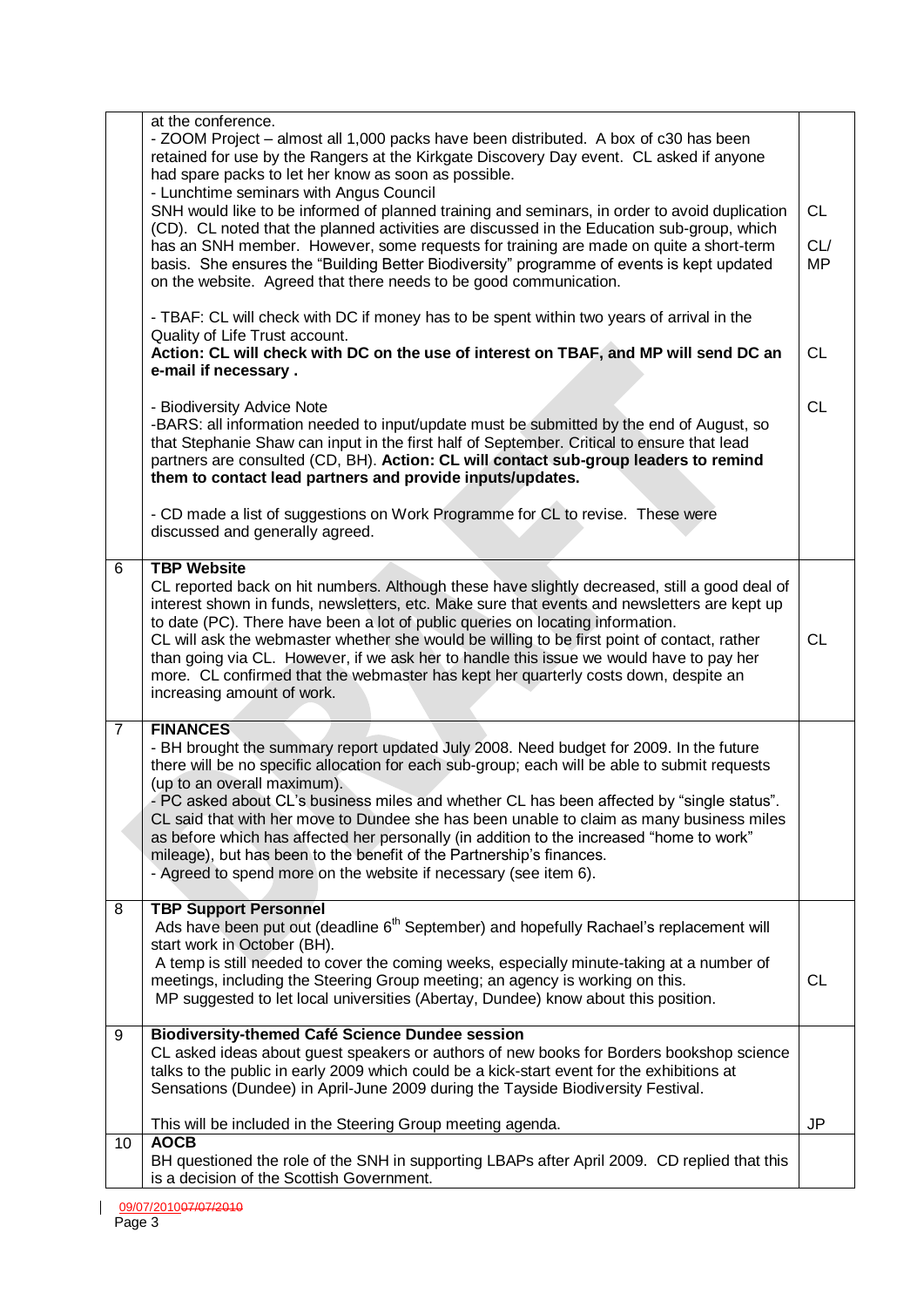| | | |
|---|---|---|
| | at the conference.<br>- ZOOM Project – almost all 1,000 packs have been distributed. A box of c30 has been retained for use by the Rangers at the Kirkgate Discovery Day event. CL asked if anyone had spare packs to let her know as soon as possible.<br>- Lunchtime seminars with Angus Council<br>SNH would like to be informed of planned training and seminars, in order to avoid duplication (CD). CL noted that the planned activities are discussed in the Education sub-group, which has an SNH member. However, some requests for training are made on quite a short-term basis. She ensures the "Building Better Biodiversity" programme of events is kept updated on the website. Agreed that there needs to be good communication.<br><br>- TBAF: CL will check with DC if money has to be spent within two years of arrival in the Quality of Life Trust account.<br>**Action: CL will check with DC on the use of interest on TBAF, and MP will send DC an e-mail if necessary .**<br><br>- Biodiversity Advice Note<br>-BARS: all information needed to input/update must be submitted by the end of August, so that Stephanie Shaw can input in the first half of September. Critical to ensure that lead partners are consulted (CD, BH). **Action: CL will contact sub-group leaders to remind them to contact lead partners and provide inputs/updates.**<br><br>- CD made a list of suggestions on Work Programme for CL to revise. These were discussed and generally agreed. | CL<br><br>CL/ MP<br><br>CL<br><br>CL |
| 6 | **TBP Website**<br>CL reported back on hit numbers. Although these have slightly decreased, still a good deal of interest shown in funds, newsletters, etc. Make sure that events and newsletters are kept up to date (PC). There have been a lot of public queries on locating information.<br>CL will ask the webmaster whether she would be willing to be first point of contact, rather than going via CL. However, if we ask her to handle this issue we would have to pay her more. CL confirmed that the webmaster has kept her quarterly costs down, despite an increasing amount of work. | CL |
| 7 | **FINANCES**<br>- BH brought the summary report updated July 2008. Need budget for 2009. In the future there will be no specific allocation for each sub-group; each will be able to submit requests (up to an overall maximum).<br>- PC asked about CL's business miles and whether CL has been affected by "single status". CL said that with her move to Dundee she has been unable to claim as many business miles as before which has affected her personally (in addition to the increased "home to work" mileage), but has been to the benefit of the Partnership's finances.<br>- Agreed to spend more on the website if necessary (see item 6). | |
| 8 | **TBP Support Personnel**<br>Ads have been put out (deadline 6th September) and hopefully Rachael's replacement will start work in October (BH).<br>A temp is still needed to cover the coming weeks, especially minute-taking at a number of meetings, including the Steering Group meeting; an agency is working on this.<br>MP suggested to let local universities (Abertay, Dundee) know about this position. | CL |
| 9 | **Biodiversity-themed Café Science Dundee session**<br>CL asked ideas about guest speakers or authors of new books for Borders bookshop science talks to the public in early 2009 which could be a kick-start event for the exhibitions at Sensations (Dundee) in April-June 2009 during the Tayside Biodiversity Festival.<br><br>This will be included in the Steering Group meeting agenda. | JP |
| 10 | **AOCB**<br>BH questioned the role of the SNH in supporting LBAPs after April 2009. CD replied that this is a decision of the Scottish Government. | |

09/07/2010~~07/07/2010~~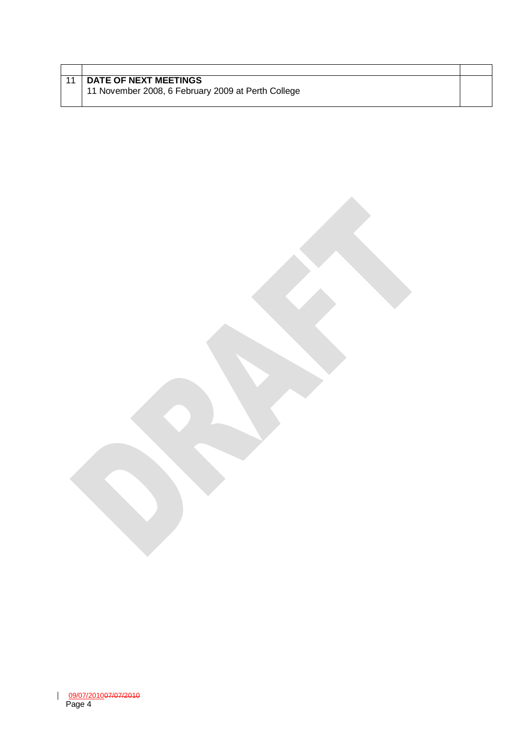| | | |
|---|---|---|
| | | |
| 11 | **DATE OF NEXT MEETINGS**<br>11 November 2008, 6 February 2009 at Perth College | |